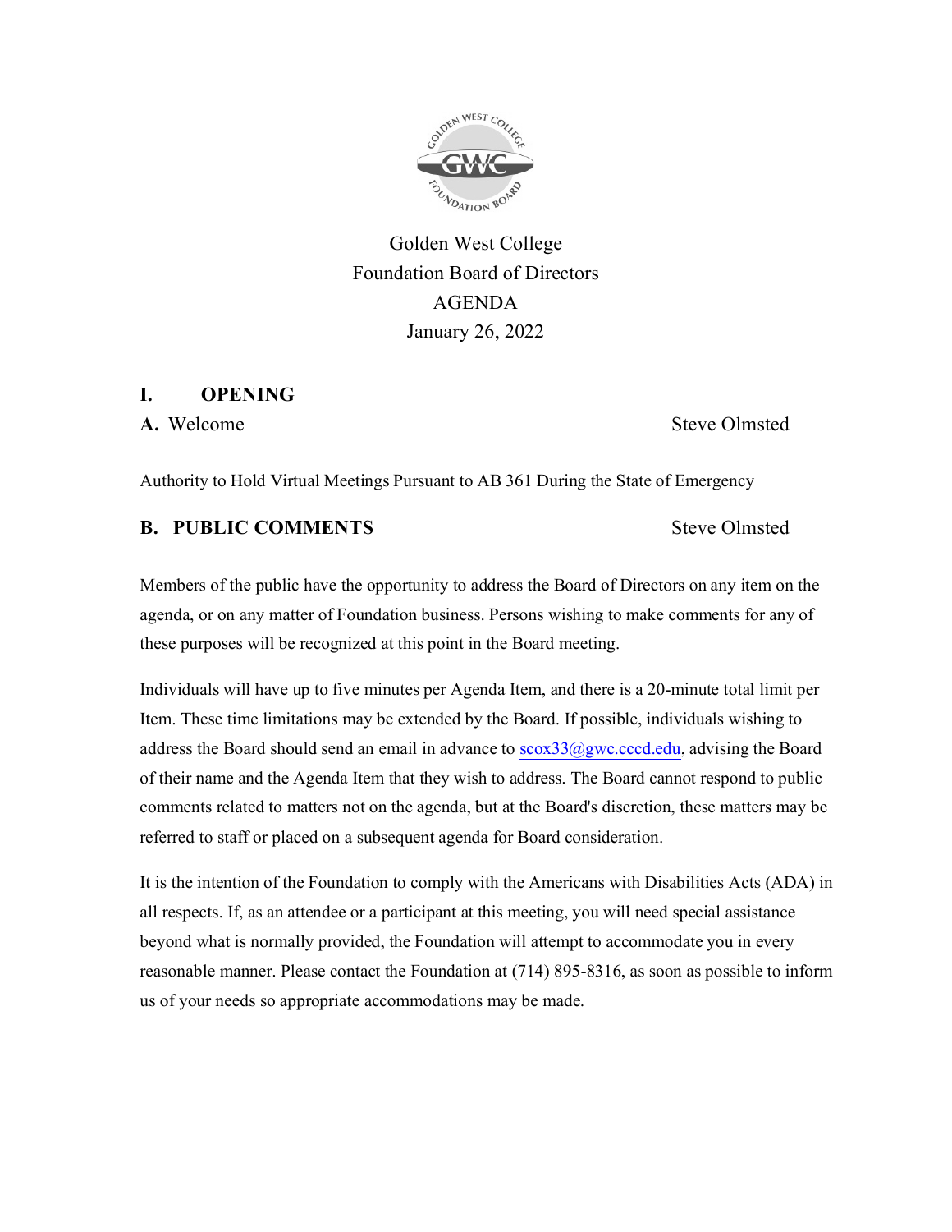Golden West College
Foundation Board of Directors
AGENDA
January 26, 2022

## I. OPENING

**A.** Welcome — Steve Olmsted

Authority to Hold Virtual Meetings Pursuant to AB 361 During the State of Emergency

### B. PUBLIC COMMENTS — Steve Olmsted

Members of the public have the opportunity to address the Board of Directors on any item on the agenda, or on any matter of Foundation business. Persons wishing to make comments for any of these purposes will be recognized at this point in the Board meeting.

Individuals will have up to five minutes per Agenda Item, and there is a 20-minute total limit per Item. These time limitations may be extended by the Board. If possible, individuals wishing to address the Board should send an email in advance to scox33@gwc.cccd.edu, advising the Board of their name and the Agenda Item that they wish to address. The Board cannot respond to public comments related to matters not on the agenda, but at the Board's discretion, these matters may be referred to staff or placed on a subsequent agenda for Board consideration.

It is the intention of the Foundation to comply with the Americans with Disabilities Acts (ADA) in all respects. If, as an attendee or a participant at this meeting, you will need special assistance beyond what is normally provided, the Foundation will attempt to accommodate you in every reasonable manner. Please contact the Foundation at (714) 895-8316, as soon as possible to inform us of your needs so appropriate accommodations may be made.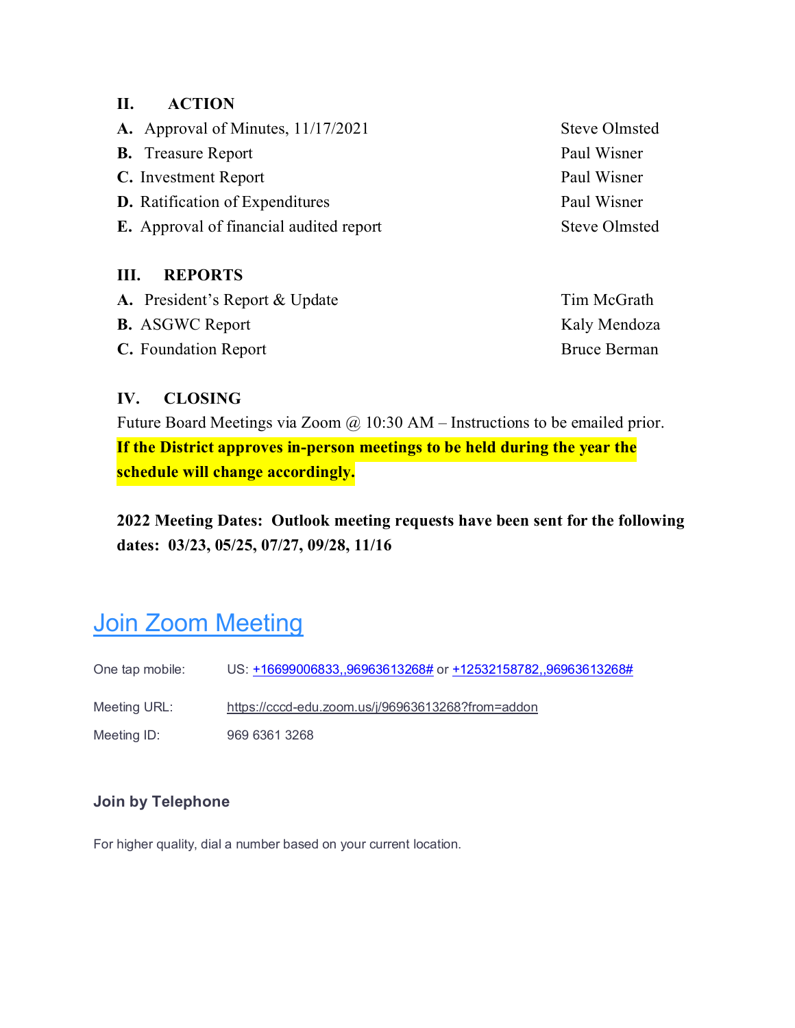## II. ACTION

| | |
|---|---|
| **A.** Approval of Minutes, 11/17/2021 | Steve Olmsted |
| **B.** Treasure Report | Paul Wisner |
| **C.** Investment Report | Paul Wisner |
| **D.** Ratification of Expenditures | Paul Wisner |
| **E.** Approval of financial audited report | Steve Olmsted |

## III. REPORTS

| | |
|---|---|
| **A.** President's Report & Update | Tim McGrath |
| **B.** ASGWC Report | Kaly Mendoza |
| **C.** Foundation Report | Bruce Berman |

## IV. CLOSING

Future Board Meetings via Zoom @ 10:30 AM – Instructions to be emailed prior.

**If the District approves in-person meetings to be held during the year the schedule will change accordingly.**

**2022 Meeting Dates: Outlook meeting requests have been sent for the following dates: 03/23, 05/25, 07/27, 09/28, 11/16**

# Join Zoom Meeting

One tap mobile: US: +16699006833,,96963613268# or +12532158782,,96963613268#

Meeting URL: https://cccd-edu.zoom.us/j/96963613268?from=addon

Meeting ID: 969 6361 3268

### Join by Telephone

For higher quality, dial a number based on your current location.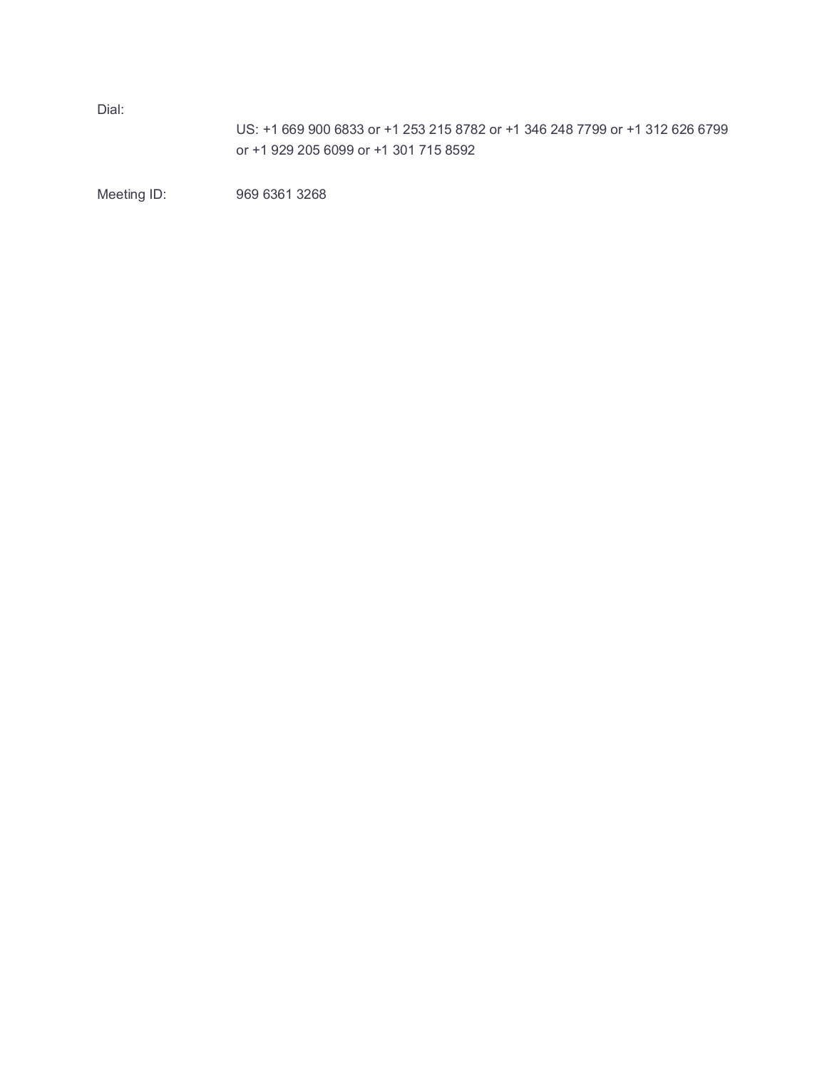Dial:

US: +1 669 900 6833 or +1 253 215 8782 or +1 346 248 7799 or +1 312 626 6799 or +1 929 205 6099 or +1 301 715 8592

Meeting ID: 969 6361 3268